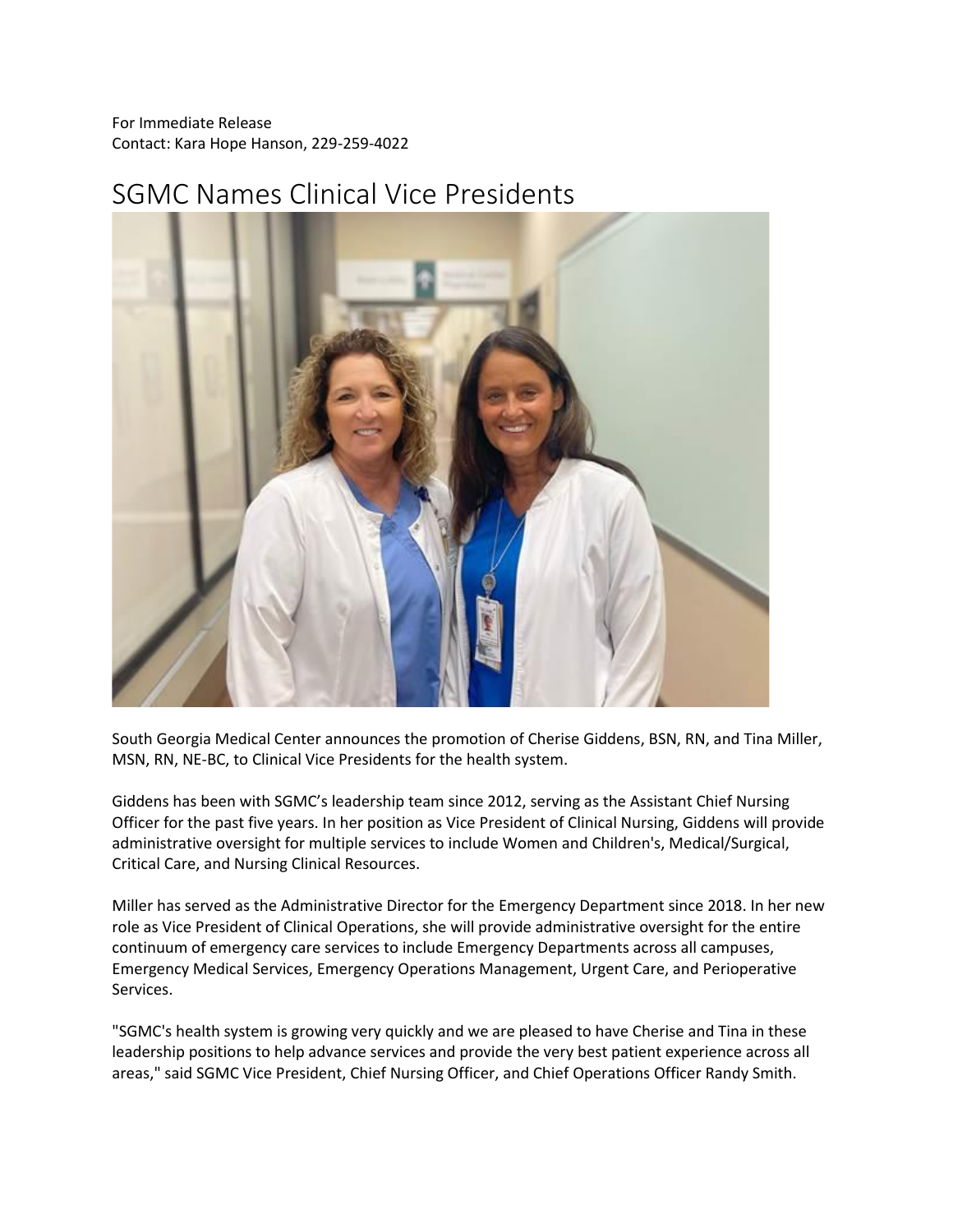For Immediate Release
Contact: Kara Hope Hanson, 229-259-4022

# SGMC Names Clinical Vice Presidents

South Georgia Medical Center announces the promotion of Cherise Giddens, BSN, RN, and Tina Miller, MSN, RN, NE-BC, to Clinical Vice Presidents for the health system.

Giddens has been with SGMC's leadership team since 2012, serving as the Assistant Chief Nursing Officer for the past five years. In her position as Vice President of Clinical Nursing, Giddens will provide administrative oversight for multiple services to include Women and Children's, Medical/Surgical, Critical Care, and Nursing Clinical Resources.

Miller has served as the Administrative Director for the Emergency Department since 2018. In her new role as Vice President of Clinical Operations, she will provide administrative oversight for the entire continuum of emergency care services to include Emergency Departments across all campuses, Emergency Medical Services, Emergency Operations Management, Urgent Care, and Perioperative Services.

"SGMC's health system is growing very quickly and we are pleased to have Cherise and Tina in these leadership positions to help advance services and provide the very best patient experience across all areas," said SGMC Vice President, Chief Nursing Officer, and Chief Operations Officer Randy Smith.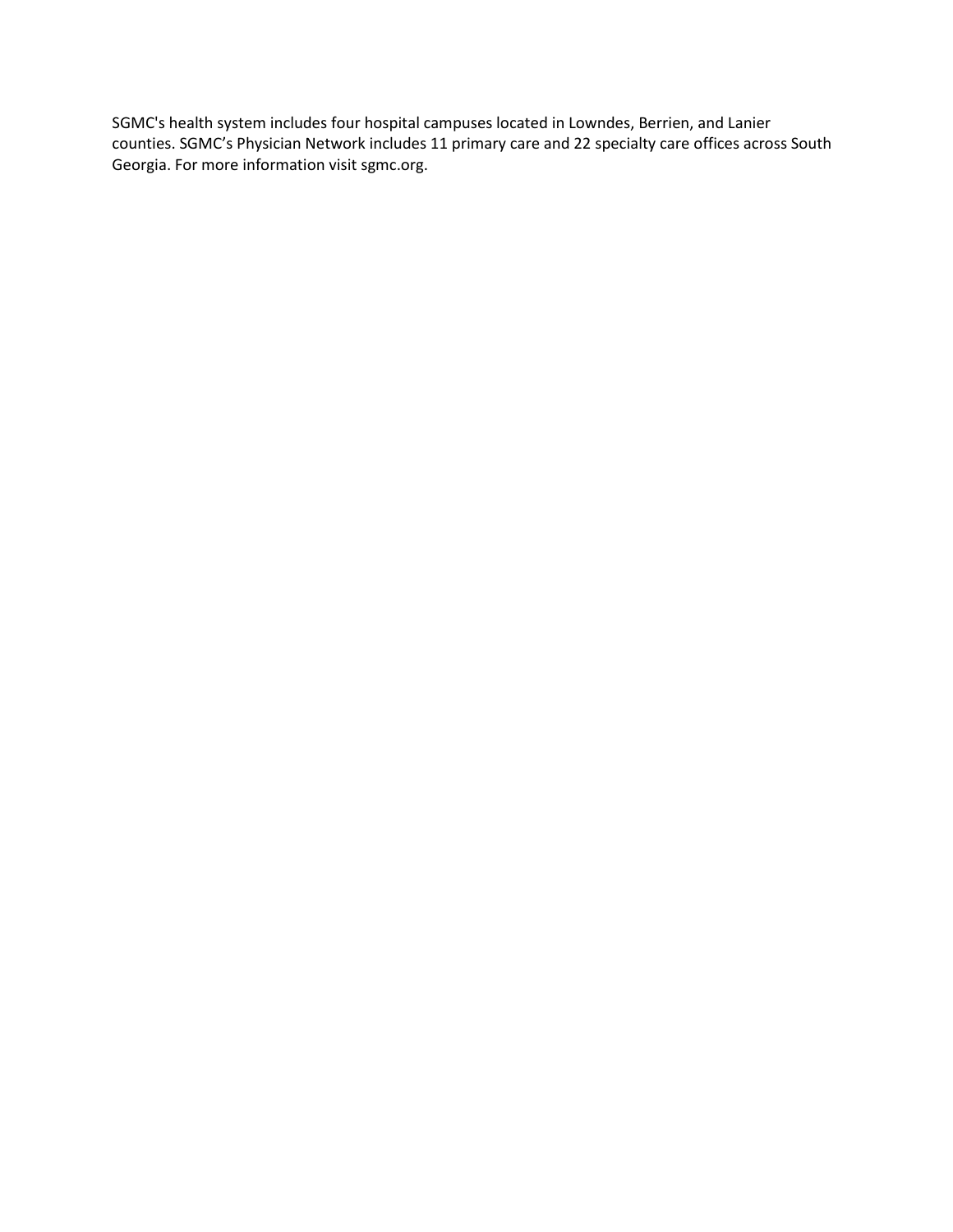SGMC's health system includes four hospital campuses located in Lowndes, Berrien, and Lanier counties. SGMC's Physician Network includes 11 primary care and 22 specialty care offices across South Georgia. For more information visit sgmc.org.